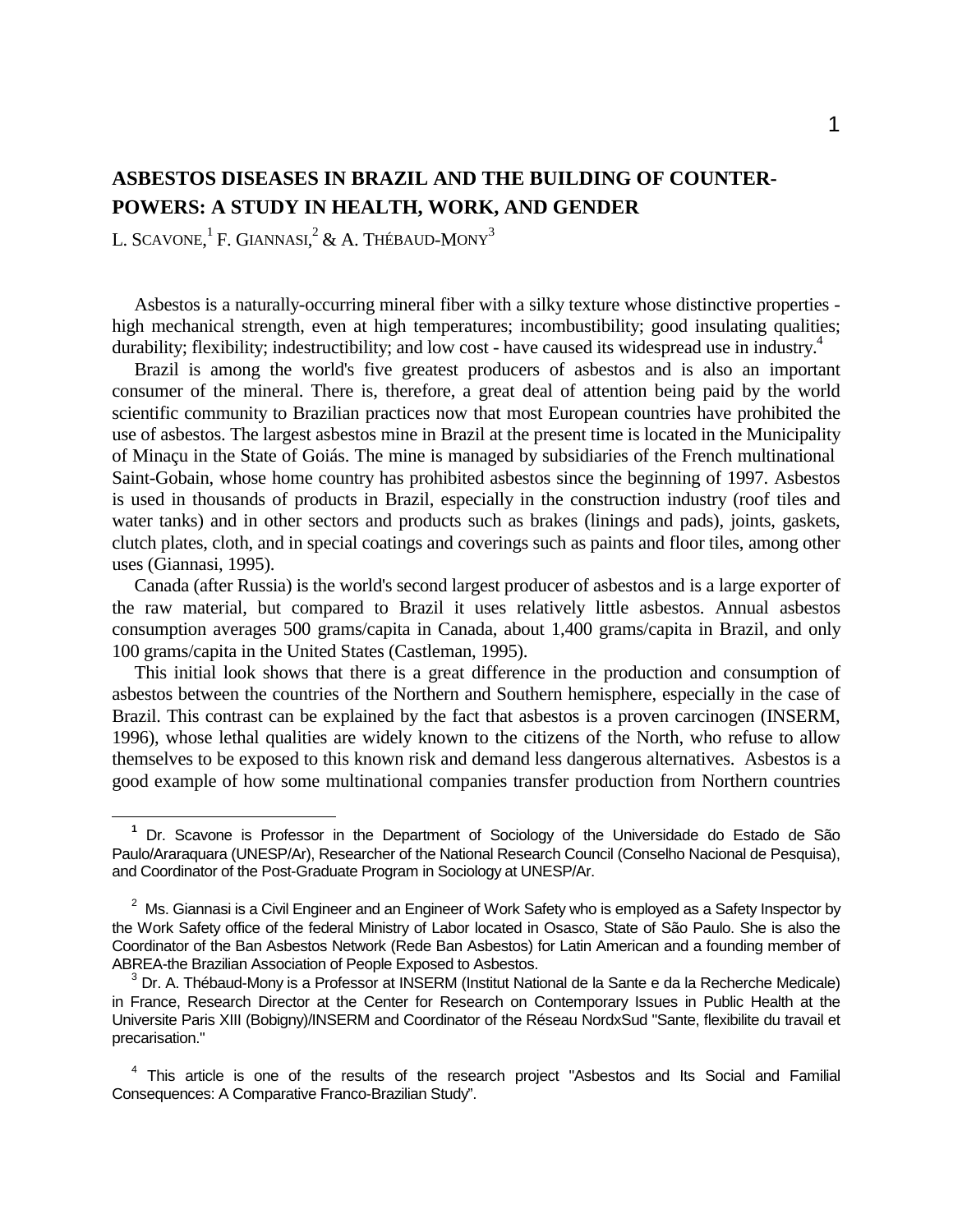# ASBESTOS DISEASES IN BRAZIL AND THE BUILDING OF COUNTER-POWERS: A STUDY IN HEALTH, WORK, AND GENDER

L. Scavone,[1] F. Giannasi,[2] & A. Thébaud-Mony[3]

Asbestos is a naturally-occurring mineral fiber with a silky texture whose distinctive properties - high mechanical strength, even at high temperatures; incombustibility; good insulating qualities; durability; flexibility; indestructibility; and low cost - have caused its widespread use in industry.[4]

Brazil is among the world's five greatest producers of asbestos and is also an important consumer of the mineral. There is, therefore, a great deal of attention being paid by the world scientific community to Brazilian practices now that most European countries have prohibited the use of asbestos. The largest asbestos mine in Brazil at the present time is located in the Municipality of Minaçu in the State of Goiás. The mine is managed by subsidiaries of the French multinational Saint-Gobain, whose home country has prohibited asbestos since the beginning of 1997. Asbestos is used in thousands of products in Brazil, especially in the construction industry (roof tiles and water tanks) and in other sectors and products such as brakes (linings and pads), joints, gaskets, clutch plates, cloth, and in special coatings and coverings such as paints and floor tiles, among other uses (Giannasi, 1995).

Canada (after Russia) is the world's second largest producer of asbestos and is a large exporter of the raw material, but compared to Brazil it uses relatively little asbestos. Annual asbestos consumption averages 500 grams/capita in Canada, about 1,400 grams/capita in Brazil, and only 100 grams/capita in the United States (Castleman, 1995).

This initial look shows that there is a great difference in the production and consumption of asbestos between the countries of the Northern and Southern hemisphere, especially in the case of Brazil. This contrast can be explained by the fact that asbestos is a proven carcinogen (INSERM, 1996), whose lethal qualities are widely known to the citizens of the North, who refuse to allow themselves to be exposed to this known risk and demand less dangerous alternatives. Asbestos is a good example of how some multinational companies transfer production from Northern countries

---

[1] Dr. Scavone is Professor in the Department of Sociology of the Universidade do Estado de São Paulo/Araraquara (UNESP/Ar), Researcher of the National Research Council (Conselho Nacional de Pesquisa), and Coordinator of the Post-Graduate Program in Sociology at UNESP/Ar.

[2] Ms. Giannasi is a Civil Engineer and an Engineer of Work Safety who is employed as a Safety Inspector by the Work Safety office of the federal Ministry of Labor located in Osasco, State of São Paulo. She is also the Coordinator of the Ban Asbestos Network (Rede Ban Asbestos) for Latin American and a founding member of ABREA-the Brazilian Association of People Exposed to Asbestos.

[3] Dr. A. Thébaud-Mony is a Professor at INSERM (Institut National de la Sante e da la Recherche Medicale) in France, Research Director at the Center for Research on Contemporary Issues in Public Health at the Universite Paris XIII (Bobigny)/INSERM and Coordinator of the Réseau NordxSud "Sante, flexibilite du travail et precarisation."

[4] This article is one of the results of the research project "Asbestos and Its Social and Familial Consequences: A Comparative Franco-Brazilian Study".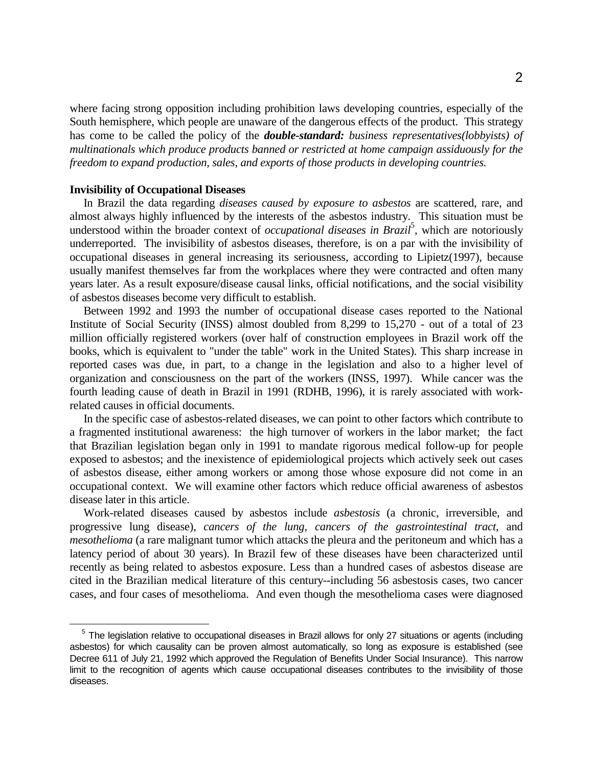where facing strong opposition including prohibition laws developing countries, especially of the South hemisphere, which people are unaware of the dangerous effects of the product. This strategy has come to be called the policy of the ***double-standard:*** *business representatives(lobbyists) of multinationals which produce products banned or restricted at home campaign assiduously for the freedom to expand production, sales, and exports of those products in developing countries.*

**Invisibility of Occupational Diseases**

In Brazil the data regarding *diseases caused by exposure to asbestos* are scattered, rare, and almost always highly influenced by the interests of the asbestos industry. This situation must be understood within the broader context of *occupational diseases in Brazil*[5], which are notoriously underreported. The invisibility of asbestos diseases, therefore, is on a par with the invisibility of occupational diseases in general increasing its seriousness, according to Lipietz(1997), because usually manifest themselves far from the workplaces where they were contracted and often many years later. As a result exposure/disease causal links, official notifications, and the social visibility of asbestos diseases become very difficult to establish.

Between 1992 and 1993 the number of occupational disease cases reported to the National Institute of Social Security (INSS) almost doubled from 8,299 to 15,270 - out of a total of 23 million officially registered workers (over half of construction employees in Brazil work off the books, which is equivalent to "under the table" work in the United States). This sharp increase in reported cases was due, in part, to a change in the legislation and also to a higher level of organization and consciousness on the part of the workers (INSS, 1997). While cancer was the fourth leading cause of death in Brazil in 1991 (RDHB, 1996), it is rarely associated with work-related causes in official documents.

In the specific case of asbestos-related diseases, we can point to other factors which contribute to a fragmented institutional awareness: the high turnover of workers in the labor market; the fact that Brazilian legislation began only in 1991 to mandate rigorous medical follow-up for people exposed to asbestos; and the inexistence of epidemiological projects which actively seek out cases of asbestos disease, either among workers or among those whose exposure did not come in an occupational context. We will examine other factors which reduce official awareness of asbestos disease later in this article.

Work-related diseases caused by asbestos include *asbestosis* (a chronic, irreversible, and progressive lung disease), *cancers of the lung*, *cancers of the gastrointestinal tract*, and *mesothelioma* (a rare malignant tumor which attacks the pleura and the peritoneum and which has a latency period of about 30 years). In Brazil few of these diseases have been characterized until recently as being related to asbestos exposure. Less than a hundred cases of asbestos disease are cited in the Brazilian medical literature of this century--including 56 asbestosis cases, two cancer cases, and four cases of mesothelioma. And even though the mesothelioma cases were diagnosed

[5] The legislation relative to occupational diseases in Brazil allows for only 27 situations or agents (including asbestos) for which causality can be proven almost automatically, so long as exposure is established (see Decree 611 of July 21, 1992 which approved the Regulation of Benefits Under Social Insurance). This narrow limit to the recognition of agents which cause occupational diseases contributes to the invisibility of those diseases.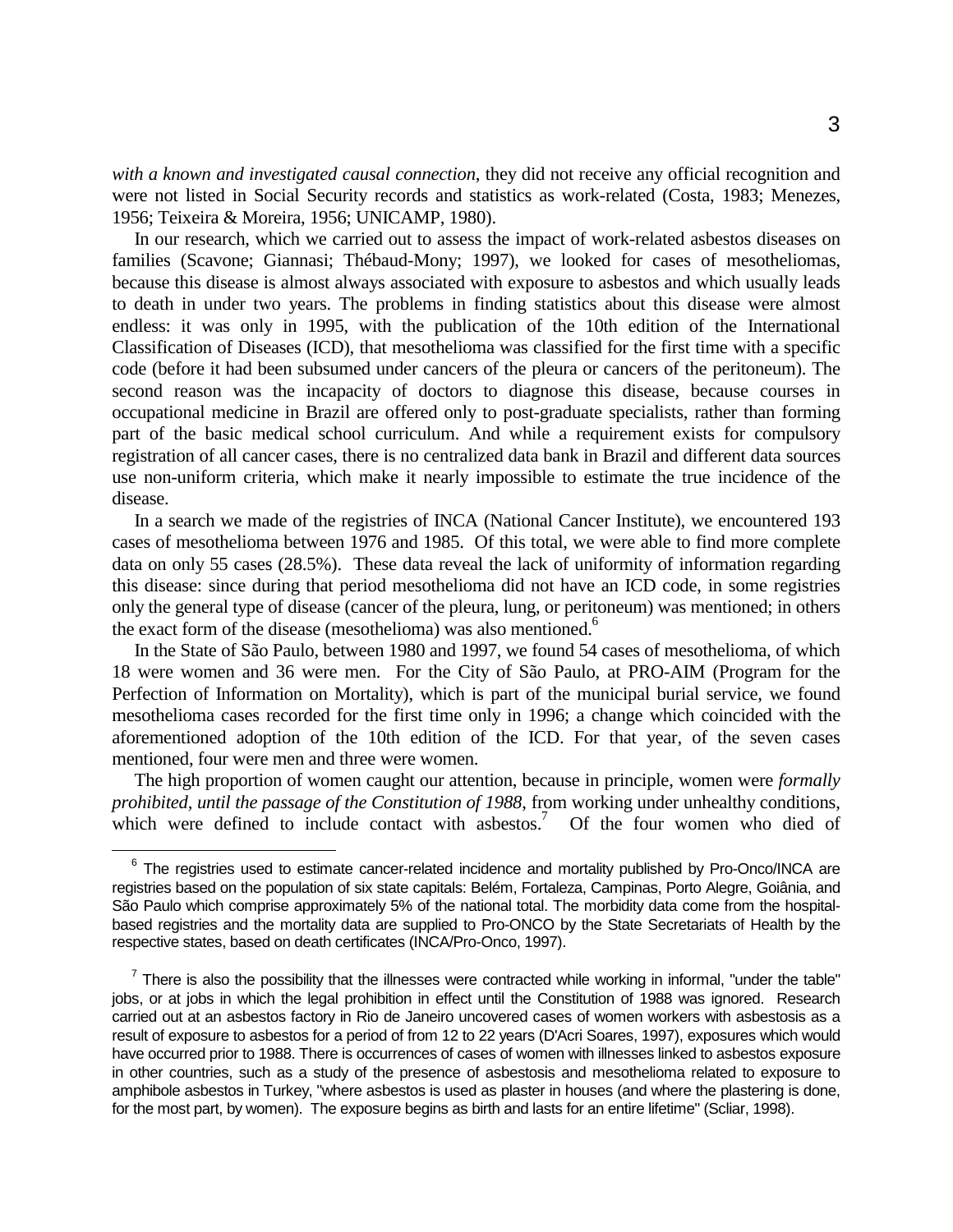*with a known and investigated causal connection*, they did not receive any official recognition and were not listed in Social Security records and statistics as work-related (Costa, 1983; Menezes, 1956; Teixeira & Moreira, 1956; UNICAMP, 1980).

In our research, which we carried out to assess the impact of work-related asbestos diseases on families (Scavone; Giannasi; Thébaud-Mony; 1997), we looked for cases of mesotheliomas, because this disease is almost always associated with exposure to asbestos and which usually leads to death in under two years. The problems in finding statistics about this disease were almost endless: it was only in 1995, with the publication of the 10th edition of the International Classification of Diseases (ICD), that mesothelioma was classified for the first time with a specific code (before it had been subsumed under cancers of the pleura or cancers of the peritoneum). The second reason was the incapacity of doctors to diagnose this disease, because courses in occupational medicine in Brazil are offered only to post-graduate specialists, rather than forming part of the basic medical school curriculum. And while a requirement exists for compulsory registration of all cancer cases, there is no centralized data bank in Brazil and different data sources use non-uniform criteria, which make it nearly impossible to estimate the true incidence of the disease.

In a search we made of the registries of INCA (National Cancer Institute), we encountered 193 cases of mesothelioma between 1976 and 1985. Of this total, we were able to find more complete data on only 55 cases (28.5%). These data reveal the lack of uniformity of information regarding this disease: since during that period mesothelioma did not have an ICD code, in some registries only the general type of disease (cancer of the pleura, lung, or peritoneum) was mentioned; in others the exact form of the disease (mesothelioma) was also mentioned.[6]

In the State of São Paulo, between 1980 and 1997, we found 54 cases of mesothelioma, of which 18 were women and 36 were men. For the City of São Paulo, at PRO-AIM (Program for the Perfection of Information on Mortality), which is part of the municipal burial service, we found mesothelioma cases recorded for the first time only in 1996; a change which coincided with the aforementioned adoption of the 10th edition of the ICD. For that year, of the seven cases mentioned, four were men and three were women.

The high proportion of women caught our attention, because in principle, women were *formally prohibited, until the passage of the Constitution of 1988*, from working under unhealthy conditions, which were defined to include contact with asbestos.[7] Of the four women who died of

---

[6] The registries used to estimate cancer-related incidence and mortality published by Pro-Onco/INCA are registries based on the population of six state capitals: Belém, Fortaleza, Campinas, Porto Alegre, Goiânia, and São Paulo which comprise approximately 5% of the national total. The morbidity data come from the hospital-based registries and the mortality data are supplied to Pro-ONCO by the State Secretariats of Health by the respective states, based on death certificates (INCA/Pro-Onco, 1997).

[7] There is also the possibility that the illnesses were contracted while working in informal, "under the table" jobs, or at jobs in which the legal prohibition in effect until the Constitution of 1988 was ignored. Research carried out at an asbestos factory in Rio de Janeiro uncovered cases of women workers with asbestosis as a result of exposure to asbestos for a period of from 12 to 22 years (D'Acri Soares, 1997), exposures which would have occurred prior to 1988. There is occurrences of cases of women with illnesses linked to asbestos exposure in other countries, such as a study of the presence of asbestosis and mesothelioma related to exposure to amphibole asbestos in Turkey, "where asbestos is used as plaster in houses (and where the plastering is done, for the most part, by women). The exposure begins as birth and lasts for an entire lifetime" (Scliar, 1998).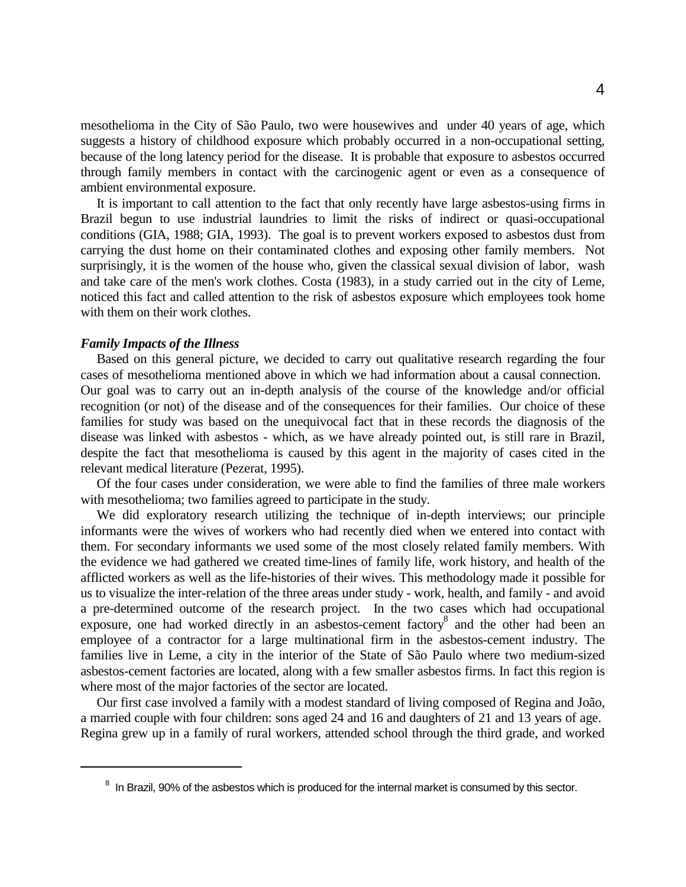mesothelioma in the City of São Paulo, two were housewives and under 40 years of age, which suggests a history of childhood exposure which probably occurred in a non-occupational setting, because of the long latency period for the disease. It is probable that exposure to asbestos occurred through family members in contact with the carcinogenic agent or even as a consequence of ambient environmental exposure.

It is important to call attention to the fact that only recently have large asbestos-using firms in Brazil begun to use industrial laundries to limit the risks of indirect or quasi-occupational conditions (GIA, 1988; GIA, 1993). The goal is to prevent workers exposed to asbestos dust from carrying the dust home on their contaminated clothes and exposing other family members. Not surprisingly, it is the women of the house who, given the classical sexual division of labor, wash and take care of the men's work clothes. Costa (1983), in a study carried out in the city of Leme, noticed this fact and called attention to the risk of asbestos exposure which employees took home with them on their work clothes.

***Family Impacts of the Illness***

Based on this general picture, we decided to carry out qualitative research regarding the four cases of mesothelioma mentioned above in which we had information about a causal connection. Our goal was to carry out an in-depth analysis of the course of the knowledge and/or official recognition (or not) of the disease and of the consequences for their families. Our choice of these families for study was based on the unequivocal fact that in these records the diagnosis of the disease was linked with asbestos - which, as we have already pointed out, is still rare in Brazil, despite the fact that mesothelioma is caused by this agent in the majority of cases cited in the relevant medical literature (Pezerat, 1995).

Of the four cases under consideration, we were able to find the families of three male workers with mesothelioma; two families agreed to participate in the study.

We did exploratory research utilizing the technique of in-depth interviews; our principle informants were the wives of workers who had recently died when we entered into contact with them. For secondary informants we used some of the most closely related family members. With the evidence we had gathered we created time-lines of family life, work history, and health of the afflicted workers as well as the life-histories of their wives. This methodology made it possible for us to visualize the inter-relation of the three areas under study - work, health, and family - and avoid a pre-determined outcome of the research project. In the two cases which had occupational exposure, one had worked directly in an asbestos-cement factory[8] and the other had been an employee of a contractor for a large multinational firm in the asbestos-cement industry. The families live in Leme, a city in the interior of the State of São Paulo where two medium-sized asbestos-cement factories are located, along with a few smaller asbestos firms. In fact this region is where most of the major factories of the sector are located.

Our first case involved a family with a modest standard of living composed of Regina and João, a married couple with four children: sons aged 24 and 16 and daughters of 21 and 13 years of age. Regina grew up in a family of rural workers, attended school through the third grade, and worked

[8] In Brazil, 90% of the asbestos which is produced for the internal market is consumed by this sector.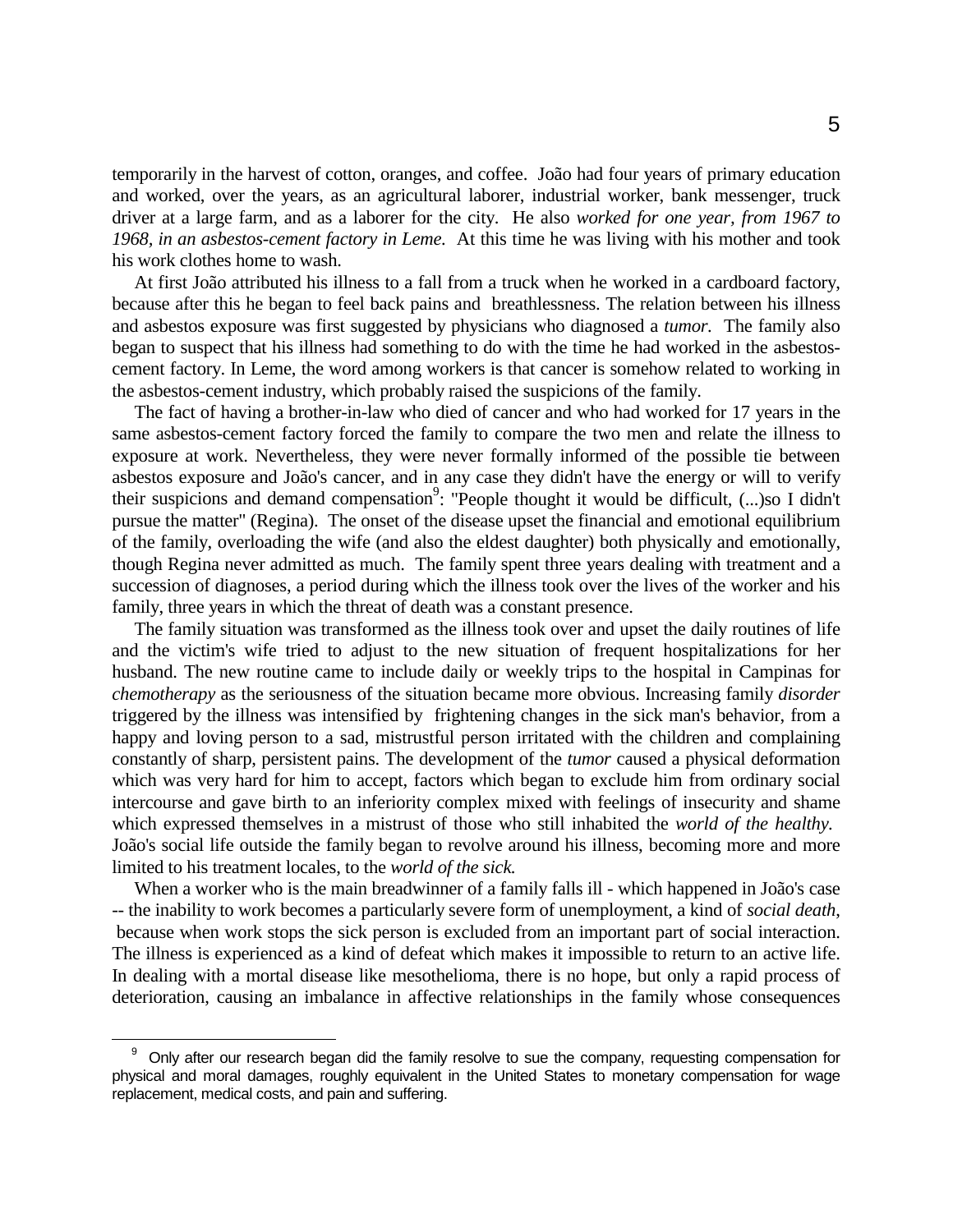temporarily in the harvest of cotton, oranges, and coffee. João had four years of primary education and worked, over the years, as an agricultural laborer, industrial worker, bank messenger, truck driver at a large farm, and as a laborer for the city. He also *worked for one year, from 1967 to 1968, in an asbestos-cement factory in Leme.* At this time he was living with his mother and took his work clothes home to wash.

At first João attributed his illness to a fall from a truck when he worked in a cardboard factory, because after this he began to feel back pains and breathlessness. The relation between his illness and asbestos exposure was first suggested by physicians who diagnosed a *tumor.* The family also began to suspect that his illness had something to do with the time he had worked in the asbestos-cement factory. In Leme, the word among workers is that cancer is somehow related to working in the asbestos-cement industry, which probably raised the suspicions of the family.

The fact of having a brother-in-law who died of cancer and who had worked for 17 years in the same asbestos-cement factory forced the family to compare the two men and relate the illness to exposure at work. Nevertheless, they were never formally informed of the possible tie between asbestos exposure and João's cancer, and in any case they didn't have the energy or will to verify their suspicions and demand compensation[9]: "People thought it would be difficult, (...)so I didn't pursue the matter" (Regina). The onset of the disease upset the financial and emotional equilibrium of the family, overloading the wife (and also the eldest daughter) both physically and emotionally, though Regina never admitted as much. The family spent three years dealing with treatment and a succession of diagnoses, a period during which the illness took over the lives of the worker and his family, three years in which the threat of death was a constant presence.

The family situation was transformed as the illness took over and upset the daily routines of life and the victim's wife tried to adjust to the new situation of frequent hospitalizations for her husband. The new routine came to include daily or weekly trips to the hospital in Campinas for *chemotherapy* as the seriousness of the situation became more obvious. Increasing family *disorder* triggered by the illness was intensified by frightening changes in the sick man's behavior, from a happy and loving person to a sad, mistrustful person irritated with the children and complaining constantly of sharp, persistent pains. The development of the *tumor* caused a physical deformation which was very hard for him to accept, factors which began to exclude him from ordinary social intercourse and gave birth to an inferiority complex mixed with feelings of insecurity and shame which expressed themselves in a mistrust of those who still inhabited the *world of the healthy.* João's social life outside the family began to revolve around his illness, becoming more and more limited to his treatment locales, to the *world of the sick.*

When a worker who is the main breadwinner of a family falls ill - which happened in João's case -- the inability to work becomes a particularly severe form of unemployment, a kind of *social death,* because when work stops the sick person is excluded from an important part of social interaction. The illness is experienced as a kind of defeat which makes it impossible to return to an active life. In dealing with a mortal disease like mesothelioma, there is no hope, but only a rapid process of deterioration, causing an imbalance in affective relationships in the family whose consequences

[9] Only after our research began did the family resolve to sue the company, requesting compensation for physical and moral damages, roughly equivalent in the United States to monetary compensation for wage replacement, medical costs, and pain and suffering.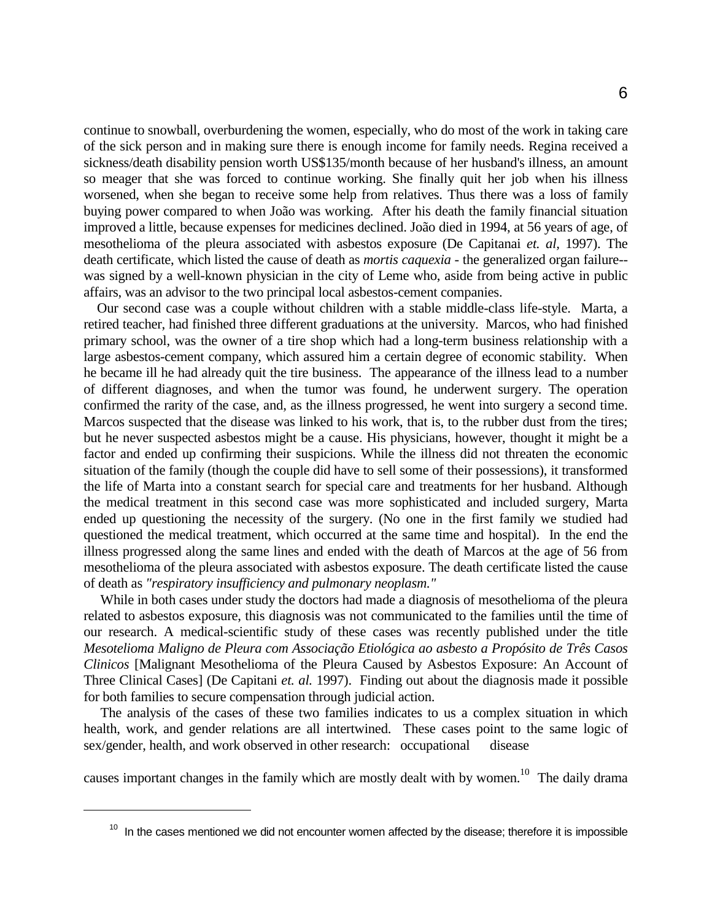continue to snowball, overburdening the women, especially, who do most of the work in taking care of the sick person and in making sure there is enough income for family needs. Regina received a sickness/death disability pension worth US$135/month because of her husband's illness, an amount so meager that she was forced to continue working. She finally quit her job when his illness worsened, when she began to receive some help from relatives. Thus there was a loss of family buying power compared to when João was working. After his death the family financial situation improved a little, because expenses for medicines declined. João died in 1994, at 56 years of age, of mesothelioma of the pleura associated with asbestos exposure (De Capitanai *et. al*, 1997). The death certificate, which listed the cause of death as *mortis caquexia* - the generalized organ failure-- was signed by a well-known physician in the city of Leme who, aside from being active in public affairs, was an advisor to the two principal local asbestos-cement companies.

Our second case was a couple without children with a stable middle-class life-style. Marta, a retired teacher, had finished three different graduations at the university. Marcos, who had finished primary school, was the owner of a tire shop which had a long-term business relationship with a large asbestos-cement company, which assured him a certain degree of economic stability. When he became ill he had already quit the tire business. The appearance of the illness lead to a number of different diagnoses, and when the tumor was found, he underwent surgery. The operation confirmed the rarity of the case, and, as the illness progressed, he went into surgery a second time. Marcos suspected that the disease was linked to his work, that is, to the rubber dust from the tires; but he never suspected asbestos might be a cause. His physicians, however, thought it might be a factor and ended up confirming their suspicions. While the illness did not threaten the economic situation of the family (though the couple did have to sell some of their possessions), it transformed the life of Marta into a constant search for special care and treatments for her husband. Although the medical treatment in this second case was more sophisticated and included surgery, Marta ended up questioning the necessity of the surgery. (No one in the first family we studied had questioned the medical treatment, which occurred at the same time and hospital). In the end the illness progressed along the same lines and ended with the death of Marcos at the age of 56 from mesothelioma of the pleura associated with asbestos exposure. The death certificate listed the cause of death as *"respiratory insufficiency and pulmonary neoplasm."*

While in both cases under study the doctors had made a diagnosis of mesothelioma of the pleura related to asbestos exposure, this diagnosis was not communicated to the families until the time of our research. A medical-scientific study of these cases was recently published under the title *Mesotelioma Maligno de Pleura com Associação Etiológica ao asbesto a Propósito de Três Casos Clinicos* [Malignant Mesothelioma of the Pleura Caused by Asbestos Exposure: An Account of Three Clinical Cases] (De Capitani *et. al.* 1997). Finding out about the diagnosis made it possible for both families to secure compensation through judicial action.

The analysis of the cases of these two families indicates to us a complex situation in which health, work, and gender relations are all intertwined. These cases point to the same logic of sex/gender, health, and work observed in other research: occupational disease causes important changes in the family which are mostly dealt with by women.[10] The daily drama

[10] In the cases mentioned we did not encounter women affected by the disease; therefore it is impossible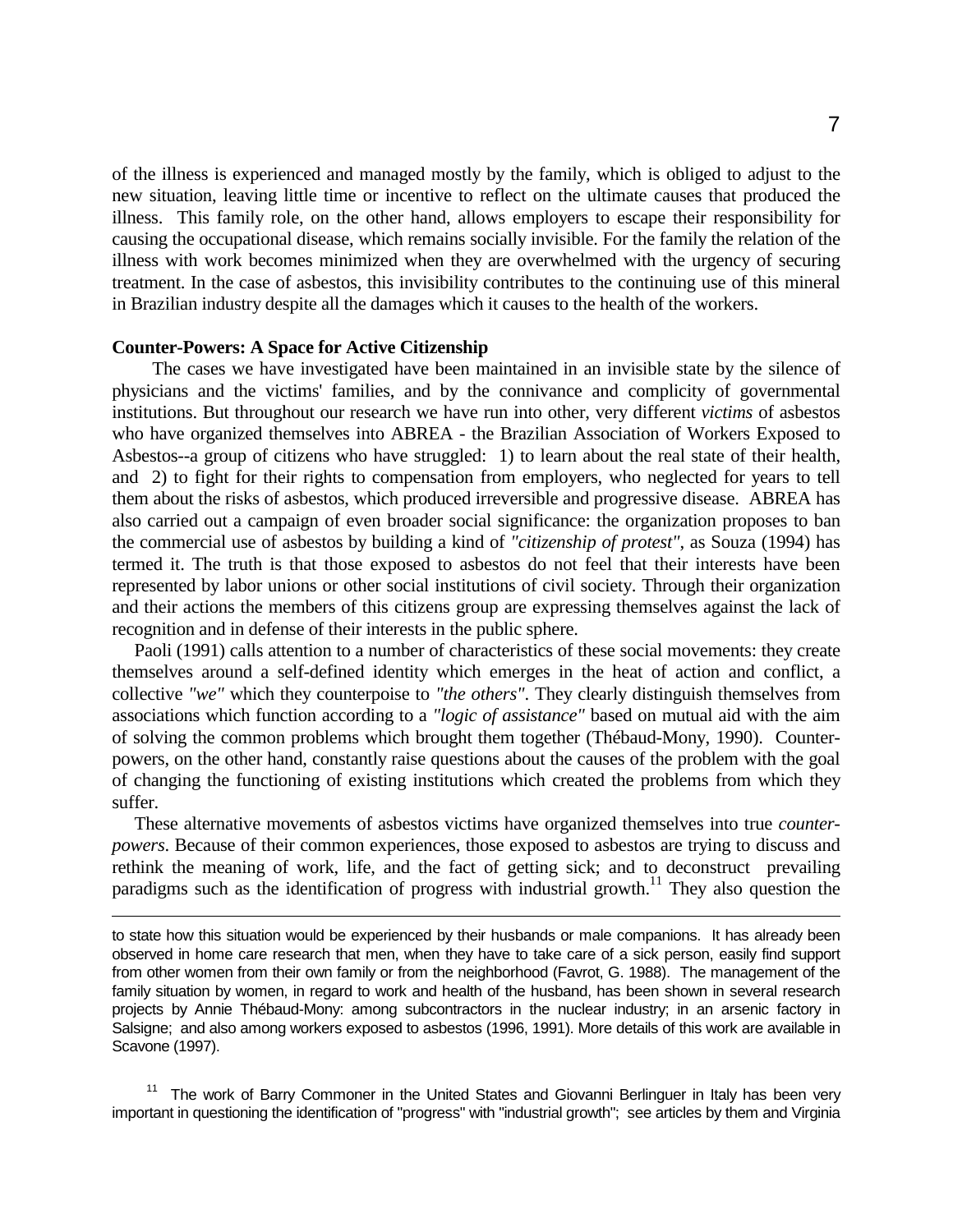of the illness is experienced and managed mostly by the family, which is obliged to adjust to the new situation, leaving little time or incentive to reflect on the ultimate causes that produced the illness. This family role, on the other hand, allows employers to escape their responsibility for causing the occupational disease, which remains socially invisible. For the family the relation of the illness with work becomes minimized when they are overwhelmed with the urgency of securing treatment. In the case of asbestos, this invisibility contributes to the continuing use of this mineral in Brazilian industry despite all the damages which it causes to the health of the workers.

**Counter-Powers: A Space for Active Citizenship**

The cases we have investigated have been maintained in an invisible state by the silence of physicians and the victims' families, and by the connivance and complicity of governmental institutions. But throughout our research we have run into other, very different *victims* of asbestos who have organized themselves into ABREA - the Brazilian Association of Workers Exposed to Asbestos--a group of citizens who have struggled: 1) to learn about the real state of their health, and 2) to fight for their rights to compensation from employers, who neglected for years to tell them about the risks of asbestos, which produced irreversible and progressive disease. ABREA has also carried out a campaign of even broader social significance: the organization proposes to ban the commercial use of asbestos by building a kind of *"citizenship of protest"*, as Souza (1994) has termed it. The truth is that those exposed to asbestos do not feel that their interests have been represented by labor unions or other social institutions of civil society. Through their organization and their actions the members of this citizens group are expressing themselves against the lack of recognition and in defense of their interests in the public sphere.

Paoli (1991) calls attention to a number of characteristics of these social movements: they create themselves around a self-defined identity which emerges in the heat of action and conflict, a collective *"we"* which they counterpoise to *"the others"*. They clearly distinguish themselves from associations which function according to a *"logic of assistance"* based on mutual aid with the aim of solving the common problems which brought them together (Thébaud-Mony, 1990). Counter-powers, on the other hand, constantly raise questions about the causes of the problem with the goal of changing the functioning of existing institutions which created the problems from which they suffer.

These alternative movements of asbestos victims have organized themselves into true *counter-powers*. Because of their common experiences, those exposed to asbestos are trying to discuss and rethink the meaning of work, life, and the fact of getting sick; and to deconstruct prevailing paradigms such as the identification of progress with industrial growth.[11] They also question the

---

to state how this situation would be experienced by their husbands or male companions. It has already been observed in home care research that men, when they have to take care of a sick person, easily find support from other women from their own family or from the neighborhood (Favrot, G. 1988). The management of the family situation by women, in regard to work and health of the husband, has been shown in several research projects by Annie Thébaud-Mony: among subcontractors in the nuclear industry; in an arsenic factory in Salsigne; and also among workers exposed to asbestos (1996, 1991). More details of this work are available in Scavone (1997).

[11] The work of Barry Commoner in the United States and Giovanni Berlinguer in Italy has been very important in questioning the identification of "progress" with "industrial growth"; see articles by them and Virginia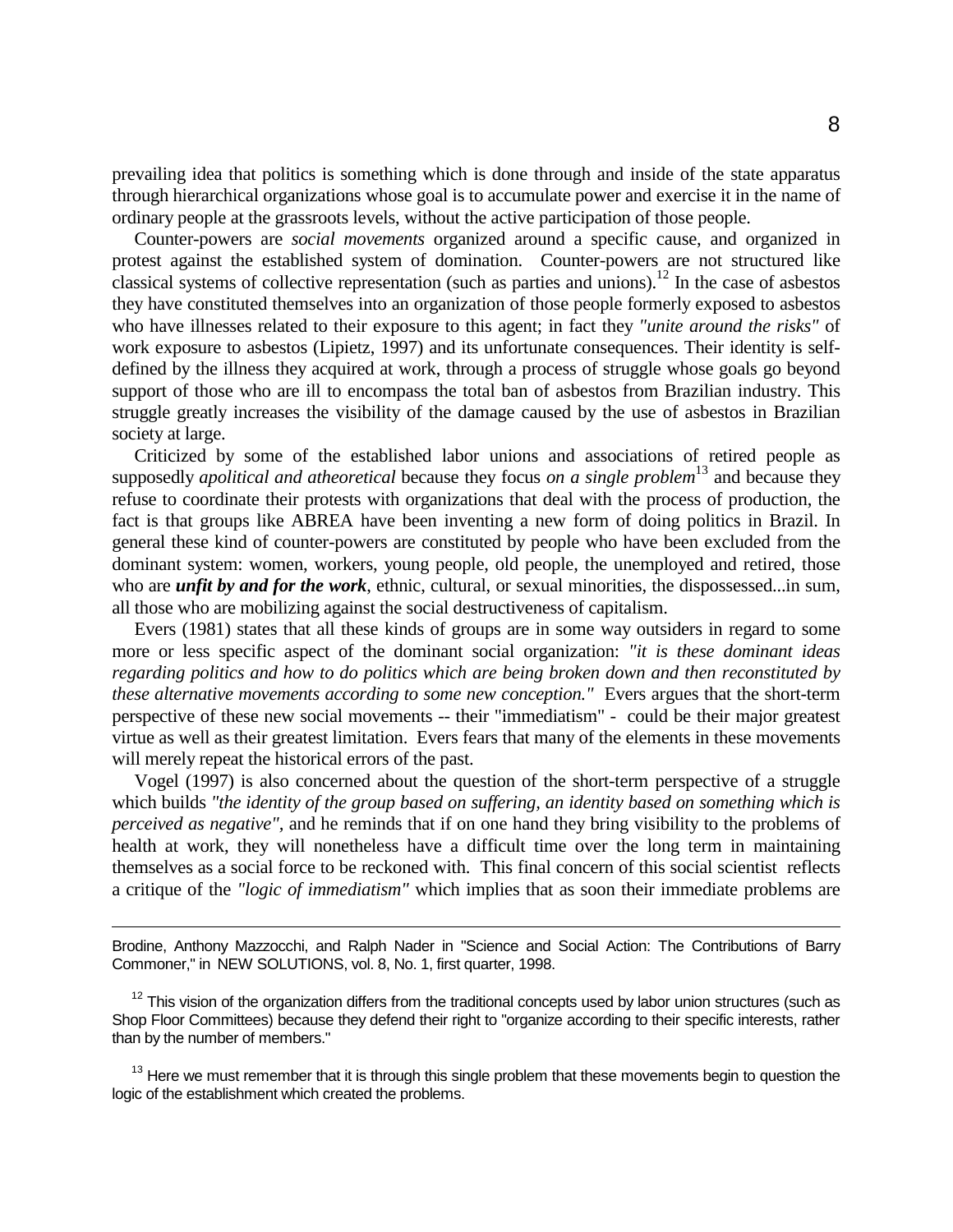prevailing idea that politics is something which is done through and inside of the state apparatus through hierarchical organizations whose goal is to accumulate power and exercise it in the name of ordinary people at the grassroots levels, without the active participation of those people.

Counter-powers are *social movements* organized around a specific cause, and organized in protest against the established system of domination. Counter-powers are not structured like classical systems of collective representation (such as parties and unions).[12] In the case of asbestos they have constituted themselves into an organization of those people formerly exposed to asbestos who have illnesses related to their exposure to this agent; in fact they *"unite around the risks"* of work exposure to asbestos (Lipietz, 1997) and its unfortunate consequences. Their identity is self-defined by the illness they acquired at work, through a process of struggle whose goals go beyond support of those who are ill to encompass the total ban of asbestos from Brazilian industry. This struggle greatly increases the visibility of the damage caused by the use of asbestos in Brazilian society at large.

Criticized by some of the established labor unions and associations of retired people as supposedly *apolitical and atheoretical* because they focus *on a single problem*[13] and because they refuse to coordinate their protests with organizations that deal with the process of production, the fact is that groups like ABREA have been inventing a new form of doing politics in Brazil. In general these kind of counter-powers are constituted by people who have been excluded from the dominant system: women, workers, young people, old people, the unemployed and retired, those who are ***unfit by and for the work***, ethnic, cultural, or sexual minorities, the dispossessed...in sum, all those who are mobilizing against the social destructiveness of capitalism.

Evers (1981) states that all these kinds of groups are in some way outsiders in regard to some more or less specific aspect of the dominant social organization: *"it is these dominant ideas regarding politics and how to do politics which are being broken down and then reconstituted by these alternative movements according to some new conception."* Evers argues that the short-term perspective of these new social movements -- their "immediatism" - could be their major greatest virtue as well as their greatest limitation. Evers fears that many of the elements in these movements will merely repeat the historical errors of the past.

Vogel (1997) is also concerned about the question of the short-term perspective of a struggle which builds *"the identity of the group based on suffering, an identity based on something which is perceived as negative"*, and he reminds that if on one hand they bring visibility to the problems of health at work, they will nonetheless have a difficult time over the long term in maintaining themselves as a social force to be reckoned with. This final concern of this social scientist reflects a critique of the *"logic of immediatism"* which implies that as soon their immediate problems are

---

Brodine, Anthony Mazzocchi, and Ralph Nader in "Science and Social Action: The Contributions of Barry Commoner," in NEW SOLUTIONS, vol. 8, No. 1, first quarter, 1998.

[12] This vision of the organization differs from the traditional concepts used by labor union structures (such as Shop Floor Committees) because they defend their right to "organize according to their specific interests, rather than by the number of members."

[13] Here we must remember that it is through this single problem that these movements begin to question the logic of the establishment which created the problems.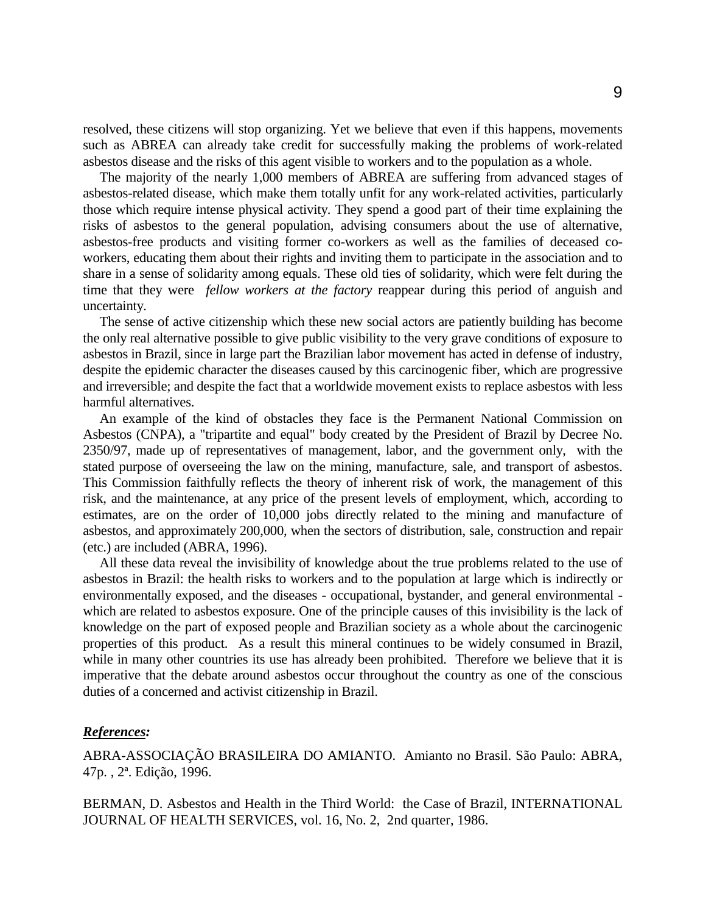resolved, these citizens will stop organizing. Yet we believe that even if this happens, movements such as ABREA can already take credit for successfully making the problems of work-related asbestos disease and the risks of this agent visible to workers and to the population as a whole.

The majority of the nearly 1,000 members of ABREA are suffering from advanced stages of asbestos-related disease, which make them totally unfit for any work-related activities, particularly those which require intense physical activity. They spend a good part of their time explaining the risks of asbestos to the general population, advising consumers about the use of alternative, asbestos-free products and visiting former co-workers as well as the families of deceased co-workers, educating them about their rights and inviting them to participate in the association and to share in a sense of solidarity among equals. These old ties of solidarity, which were felt during the time that they were *fellow workers at the factory* reappear during this period of anguish and uncertainty.

The sense of active citizenship which these new social actors are patiently building has become the only real alternative possible to give public visibility to the very grave conditions of exposure to asbestos in Brazil, since in large part the Brazilian labor movement has acted in defense of industry, despite the epidemic character the diseases caused by this carcinogenic fiber, which are progressive and irreversible; and despite the fact that a worldwide movement exists to replace asbestos with less harmful alternatives.

An example of the kind of obstacles they face is the Permanent National Commission on Asbestos (CNPA), a "tripartite and equal" body created by the President of Brazil by Decree No. 2350/97, made up of representatives of management, labor, and the government only, with the stated purpose of overseeing the law on the mining, manufacture, sale, and transport of asbestos. This Commission faithfully reflects the theory of inherent risk of work, the management of this risk, and the maintenance, at any price of the present levels of employment, which, according to estimates, are on the order of 10,000 jobs directly related to the mining and manufacture of asbestos, and approximately 200,000, when the sectors of distribution, sale, construction and repair (etc.) are included (ABRA, 1996).

All these data reveal the invisibility of knowledge about the true problems related to the use of asbestos in Brazil: the health risks to workers and to the population at large which is indirectly or environmentally exposed, and the diseases - occupational, bystander, and general environmental - which are related to asbestos exposure. One of the principle causes of this invisibility is the lack of knowledge on the part of exposed people and Brazilian society as a whole about the carcinogenic properties of this product. As a result this mineral continues to be widely consumed in Brazil, while in many other countries its use has already been prohibited. Therefore we believe that it is imperative that the debate around asbestos occur throughout the country as one of the conscious duties of a concerned and activist citizenship in Brazil.

***References:***

ABRA-ASSOCIAÇÃO BRASILEIRA DO AMIANTO. Amianto no Brasil. São Paulo: ABRA, 47p. , 2ª. Edição, 1996.

BERMAN, D. Asbestos and Health in the Third World: the Case of Brazil, INTERNATIONAL JOURNAL OF HEALTH SERVICES, vol. 16, No. 2, 2nd quarter, 1986.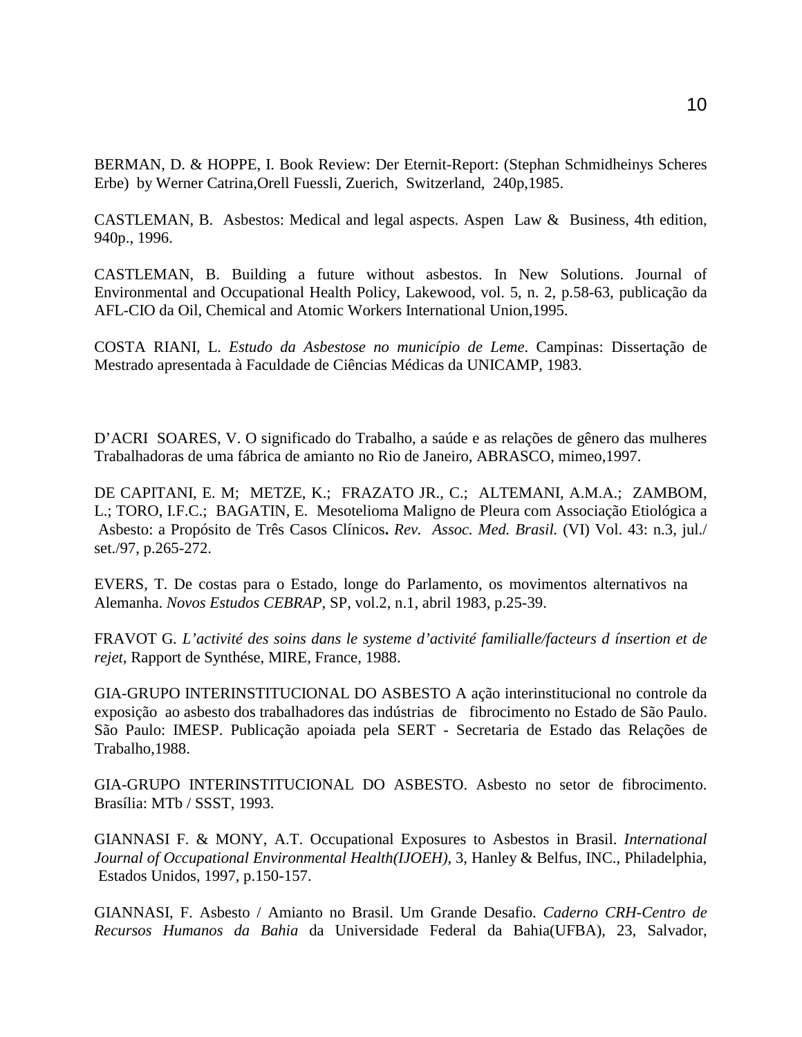BERMAN, D. & HOPPE, I. Book Review: Der Eternit-Report: (Stephan Schmidheinys Scheres Erbe) by Werner Catrina,Orell Fuessli, Zuerich, Switzerland, 240p,1985.

CASTLEMAN, B. Asbestos: Medical and legal aspects. Aspen Law & Business, 4th edition, 940p., 1996.

CASTLEMAN, B. Building a future without asbestos. In New Solutions. Journal of Environmental and Occupational Health Policy, Lakewood, vol. 5, n. 2, p.58-63, publicação da AFL-CIO da Oil, Chemical and Atomic Workers International Union,1995.

COSTA RIANI, L. *Estudo da Asbestose no município de Leme*. Campinas: Dissertação de Mestrado apresentada à Faculdade de Ciências Médicas da UNICAMP, 1983.

D'ACRI SOARES, V. O significado do Trabalho, a saúde e as relações de gênero das mulheres Trabalhadoras de uma fábrica de amianto no Rio de Janeiro, ABRASCO, mimeo,1997.

DE CAPITANI, E. M; METZE, K.; FRAZATO JR., C.; ALTEMANI, A.M.A.; ZAMBOM, L.; TORO, I.F.C.; BAGATIN, E. Mesotelioma Maligno de Pleura com Associação Etiológica a Asbesto: a Propósito de Três Casos Clínicos**.** *Rev. Assoc. Med. Brasil.* (VI) Vol. 43: n.3, jul./ set./97, p.265-272.

EVERS, T. De costas para o Estado, longe do Parlamento, os movimentos alternativos na Alemanha. *Novos Estudos CEBRAP*, SP, vol.2, n.1, abril 1983, p.25-39.

FRAVOT G. *L'activité des soins dans le systeme d'activité familialle/facteurs d ínsertion et de rejet*, Rapport de Synthése, MIRE, France, 1988.

GIA-GRUPO INTERINSTITUCIONAL DO ASBESTO A ação interinstitucional no controle da exposição ao asbesto dos trabalhadores das indústrias de fibrocimento no Estado de São Paulo. São Paulo: IMESP. Publicação apoiada pela SERT - Secretaria de Estado das Relações de Trabalho,1988.

GIA-GRUPO INTERINSTITUCIONAL DO ASBESTO. Asbesto no setor de fibrocimento. Brasília: MTb / SSST, 1993.

GIANNASI F. & MONY, A.T. Occupational Exposures to Asbestos in Brasil. *International Journal of Occupational Environmental Health(IJOEH)*, 3, Hanley & Belfus, INC., Philadelphia, Estados Unidos, 1997, p.150-157.

GIANNASI, F. Asbesto / Amianto no Brasil. Um Grande Desafio. *Caderno CRH-Centro de Recursos Humanos da Bahia* da Universidade Federal da Bahia(UFBA), 23, Salvador,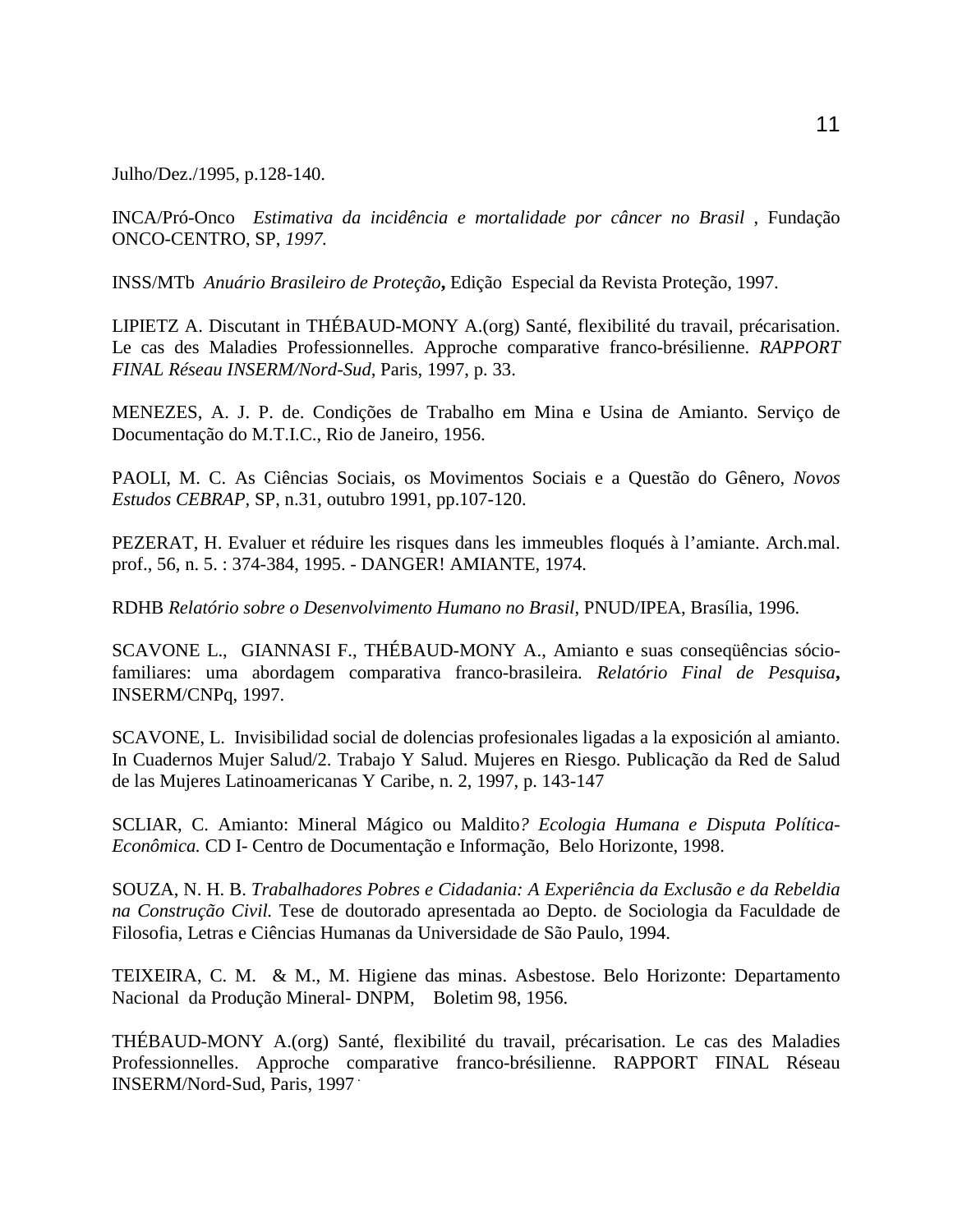Julho/Dez./1995, p.128-140.

INCA/Pró-Onco *Estimativa da incidência e mortalidade por câncer no Brasil* , Fundação ONCO-CENTRO, SP, *1997.*

INSS/MTb *Anuário Brasileiro de Proteção***,** Edição Especial da Revista Proteção, 1997.

LIPIETZ A. Discutant in THÉBAUD-MONY A.(org) Santé, flexibilité du travail, précarisation. Le cas des Maladies Professionnelles. Approche comparative franco-brésilienne. *RAPPORT FINAL Réseau INSERM/Nord-Sud*, Paris, 1997, p. 33.

MENEZES, A. J. P. de. Condições de Trabalho em Mina e Usina de Amianto. Serviço de Documentação do M.T.I.C., Rio de Janeiro, 1956.

PAOLI, M. C. As Ciências Sociais, os Movimentos Sociais e a Questão do Gênero, *Novos Estudos CEBRAP*, SP, n.31, outubro 1991, pp.107-120.

PEZERAT, H. Evaluer et réduire les risques dans les immeubles floqués à l'amiante. Arch.mal. prof., 56, n. 5. : 374-384, 1995. - DANGER! AMIANTE, 1974.

RDHB *Relatório sobre o Desenvolvimento Humano no Brasil*, PNUD/IPEA, Brasília, 1996.

SCAVONE L., GIANNASI F., THÉBAUD-MONY A., Amianto e suas conseqüências sócio-familiares: uma abordagem comparativa franco-brasileira*. Relatório Final de Pesquisa***,** INSERM/CNPq, 1997.

SCAVONE, L. Invisibilidad social de dolencias profesionales ligadas a la exposición al amianto. In Cuadernos Mujer Salud/2. Trabajo Y Salud. Mujeres en Riesgo. Publicação da Red de Salud de las Mujeres Latinoamericanas Y Caribe, n. 2, 1997, p. 143-147

SCLIAR, C. Amianto: Mineral Mágico ou Maldito*? Ecologia Humana e Disputa Política-Econômica.* CD I- Centro de Documentação e Informação, Belo Horizonte, 1998.

SOUZA, N. H. B. *Trabalhadores Pobres e Cidadania: A Experiência da Exclusão e da Rebeldia na Construção Civil.* Tese de doutorado apresentada ao Depto. de Sociologia da Faculdade de Filosofia, Letras e Ciências Humanas da Universidade de São Paulo, 1994.

TEIXEIRA, C. M. & M., M. Higiene das minas. Asbestose. Belo Horizonte: Departamento Nacional da Produção Mineral- DNPM, Boletim 98, 1956.

THÉBAUD-MONY A.(org) Santé, flexibilité du travail, précarisation. Le cas des Maladies Professionnelles. Approche comparative franco-brésilienne. RAPPORT FINAL Réseau INSERM/Nord-Sud, Paris, 1997 .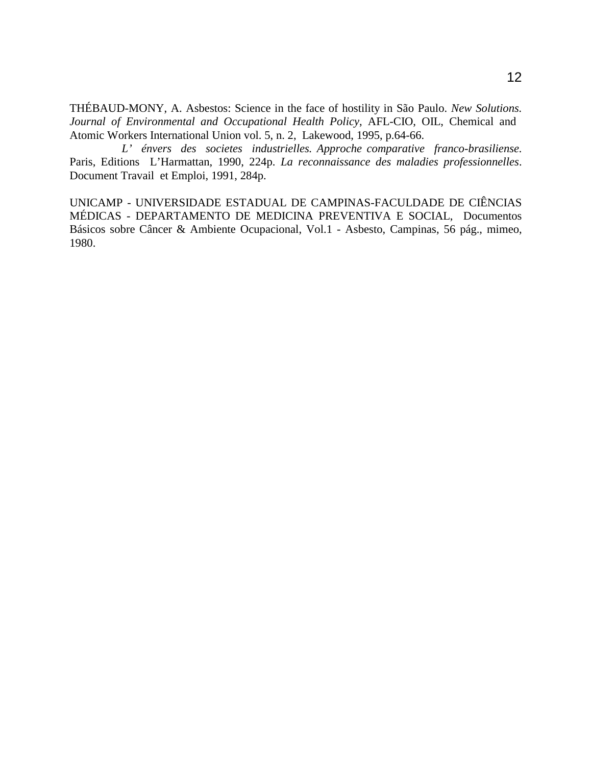THÉBAUD-MONY, A. Asbestos: Science in the face of hostility in São Paulo. *New Solutions. Journal of Environmental and Occupational Health Policy*, AFL-CIO, OIL, Chemical and Atomic Workers International Union vol. 5, n. 2, Lakewood, 1995, p.64-66.

*L' énvers des societes industrielles. Approche comparative franco-brasiliense*. Paris, Editions L'Harmattan, 1990, 224p. *La reconnaissance des maladies professionnelles*. Document Travail et Emploi, 1991, 284p.

UNICAMP - UNIVERSIDADE ESTADUAL DE CAMPINAS-FACULDADE DE CIÊNCIAS MÉDICAS - DEPARTAMENTO DE MEDICINA PREVENTIVA E SOCIAL, Documentos Básicos sobre Câncer & Ambiente Ocupacional, Vol.1 - Asbesto, Campinas, 56 pág., mimeo, 1980.